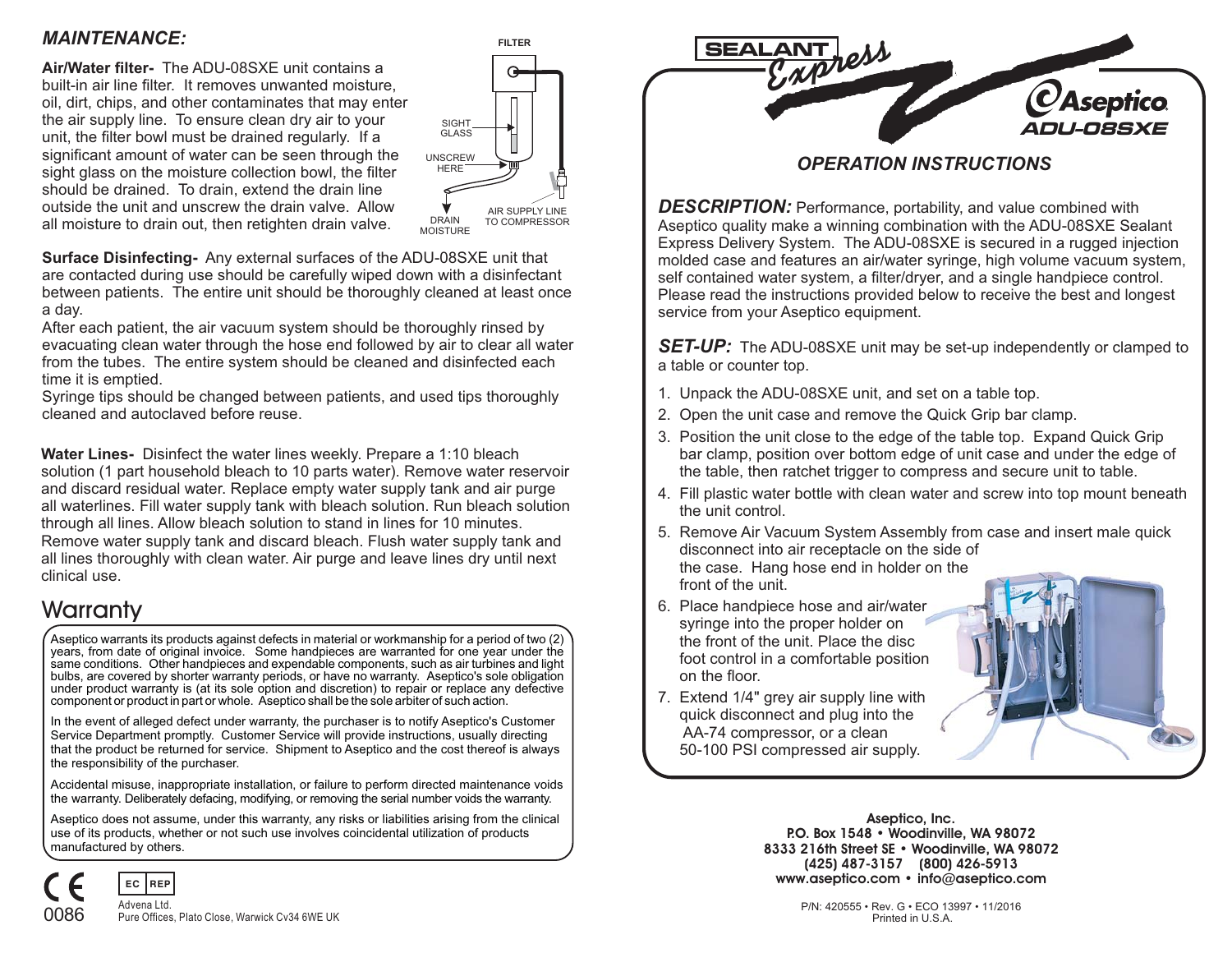## *MAINTENANCE:*

**Air/Water filter-** The ADU-08SXE unit contains a built-in air line filter. It removes unwanted moisture, oil, dirt, chips, and other contaminates that may enter the air supply line. To ensure clean dry air to your unit, the filter bowl must be drained regularly. If a significant amount of water can be seen through the sight glass on the moisture collection bowl, the filter should be drained. To drain, extend the drain line outside the unit and unscrew the drain valve. Allow all moisture to drain out, then retighten drain valve.

FILTER

SIGHT GLASS

UNSCREW HERE

DRAIN MOISTURE

AIR SUPPLY LINE TO COMPRESSOR

**Surface Disinfecting-** Any external surfaces of the ADU-08SXE unit that are contacted during use should be carefully wiped down with a disinfectant between patients. The entire unit should be thoroughly cleaned at least once a day.

After each patient, the air vacuum system should be thoroughly rinsed by evacuating clean water through the hose end followed by air to clear all water from the tubes. The entire system should be cleaned and disinfected each time it is emptied.

Syringe tips should be changed between patients, and used tips thoroughly cleaned and autoclaved before reuse.

**Water Lines-** Disinfect the water lines weekly. Prepare a 1:10 bleach solution (1 part household bleach to 10 parts water). Remove water reservoir and discard residual water. Replace empty water supply tank and air purge all waterlines. Fill water supply tank with bleach solution. Run bleach solution through all lines. Allow bleach solution to stand in lines for 10 minutes. Remove water supply tank and discard bleach. Flush water supply tank and all lines thoroughly with clean water. Air purge and leave lines dry until next clinical use.

## Warranty

Aseptico warrants its products against defects in material or workmanship for a period of two (2) years, from date of original invoice. Some handpieces are warranted for one year under the same conditions. Other handpieces and expendable components, such as air turbines and light bulbs, are covered by shorter warranty periods, or have no warranty. Aseptico's sole obligation under product warranty is (at its sole option and discretion) to repair or replace any defective component or product in part or whole. Aseptico shall be the sole arbiter of such action.

In the event of alleged defect under warranty, the purchaser is to notify Aseptico's Customer Service Department promptly. Customer Service will provide instructions, usually directing that the product be returned for service. Shipment to Aseptico and the cost thereof is always the responsibility of the purchaser.

Accidental misuse, inappropriate installation, or failure to perform directed maintenance voids the warranty. Deliberately defacing, modifying, or removing the serial number voids the warranty.

Aseptico does not assume, under this warranty, any risks or liabilities arising from the clinical use of its products, whether or not such use involves coincidental utilization of products manufactured by others.

CE 0086

EC REP
Advena Ltd.
Pure Offices, Plato Close, Warwick Cv34 6WE UK

# SEALANT Express

**Aseptico**
**ADU-08SXE**

## *OPERATION INSTRUCTIONS*

***DESCRIPTION:*** Performance, portability, and value combined with Aseptico quality make a winning combination with the ADU-08SXE Sealant Express Delivery System. The ADU-08SXE is secured in a rugged injection molded case and features an air/water syringe, high volume vacuum system, self contained water system, a filter/dryer, and a single handpiece control. Please read the instructions provided below to receive the best and longest service from your Aseptico equipment.

***SET-UP:*** The ADU-08SXE unit may be set-up independently or clamped to a table or counter top.

1. Unpack the ADU-08SXE unit, and set on a table top.
2. Open the unit case and remove the Quick Grip bar clamp.
3. Position the unit close to the edge of the table top. Expand Quick Grip bar clamp, position over bottom edge of unit case and under the edge of the table, then ratchet trigger to compress and secure unit to table.
4. Fill plastic water bottle with clean water and screw into top mount beneath the unit control.
5. Remove Air Vacuum System Assembly from case and insert male quick disconnect into air receptacle on the side of the case. Hang hose end in holder on the front of the unit.
6. Place handpiece hose and air/water syringe into the proper holder on the front of the unit. Place the disc foot control in a comfortable position on the floor.
7. Extend 1/4" grey air supply line with quick disconnect and plug into the AA-74 compressor, or a clean 50-100 PSI compressed air supply.

**Aseptico, Inc.**
**P.O. Box 1548 • Woodinville, WA 98072**
**8333 216th Street SE • Woodinville, WA 98072**
**(425) 487-3157 (800) 426-5913**
**www.aseptico.com • info@aseptico.com**

P/N: 420555 • Rev. G • ECO 13997 • 11/2016
Printed in U.S.A.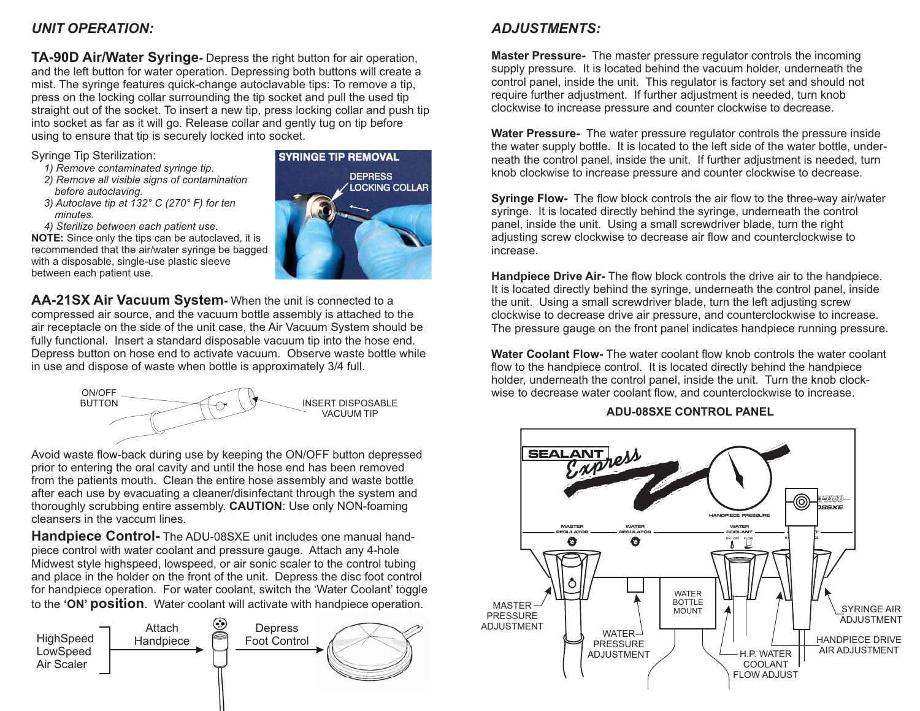## UNIT OPERATION:

**TA-90D Air/Water Syringe-** Depress the right button for air operation, and the left button for water operation. Depressing both buttons will create a mist. The syringe features quick-change autoclavable tips: To remove a tip, press on the locking collar surrounding the tip socket and pull the used tip straight out of the socket. To insert a new tip, press locking collar and push tip into socket as far as it will go. Release collar and gently tug on tip before using to ensure that tip is securely locked into socket.

Syringe Tip Sterilization:

1) *Remove contaminated syringe tip.*
2) *Remove all visible signs of contamination before autoclaving.*
3) *Autoclave tip at 132° C (270° F) for ten minutes.*
4) *Sterilize between each patient use.*

**NOTE:** Since only the tips can be autoclaved, it is recommended that the air/water syringe be bagged with a disposable, single-use plastic sleeve between each patient use.

SYRINGE TIP REMOVAL

DEPRESS LOCKING COLLAR

**AA-21SX Air Vacuum System-** When the unit is connected to a compressed air source, and the vacuum bottle assembly is attached to the air receptacle on the side of the unit case, the Air Vacuum System should be fully functional. Insert a standard disposable vacuum tip into the hose end. Depress button on hose end to activate vacuum. Observe waste bottle while in use and dispose of waste when bottle is approximately 3/4 full.

ON/OFF BUTTON

INSERT DISPOSABLE VACUUM TIP

Avoid waste flow-back during use by keeping the ON/OFF button depressed prior to entering the oral cavity and until the hose end has been removed from the patients mouth. Clean the entire hose assembly and waste bottle after each use by evacuating a cleaner/disinfectant through the system and thoroughly scrubbing entire assembly. **CAUTION**: Use only NON-foaming cleansers in the vaccum lines.

**Handpiece Control-** The ADU-08SXE unit includes one manual handpiece control with water coolant and pressure gauge. Attach any 4-hole Midwest style highspeed, lowspeed, or air sonic scaler to the control tubing and place in the holder on the front of the unit. Depress the disc foot control for handpiece operation. For water coolant, switch the 'Water Coolant' toggle to the **'ON' position**. Water coolant will activate with handpiece operation.

HighSpeed
LowSpeed
Air Scaler

Attach Handpiece

Depress Foot Control

## ADJUSTMENTS:

**Master Pressure-** The master pressure regulator controls the incoming supply pressure. It is located behind the vacuum holder, underneath the control panel, inside the unit. This regulator is factory set and should not require further adjustment. If further adjustment is needed, turn knob clockwise to increase pressure and counter clockwise to decrease.

**Water Pressure-** The water pressure regulator controls the pressure inside the water supply bottle. It is located to the left side of the water bottle, underneath the control panel, inside the unit. If further adjustment is needed, turn knob clockwise to increase pressure and counter clockwise to decrease.

**Syringe Flow-** The flow block controls the air flow to the three-way air/water syringe. It is located directly behind the syringe, underneath the control panel, inside the unit. Using a small screwdriver blade, turn the right adjusting screw clockwise to decrease air flow and counterclockwise to increase.

**Handpiece Drive Air-** The flow block controls the drive air to the handpiece. It is located directly behind the syringe, underneath the control panel, inside the unit. Using a small screwdriver blade, turn the left adjusting screw clockwise to decrease drive air pressure, and counterclockwise to increase. The pressure gauge on the front panel indicates handpiece running pressure.

**Water Coolant Flow-** The water coolant flow knob controls the water coolant flow to the handpiece control. It is located directly behind the handpiece holder, underneath the control panel, inside the unit. Turn the knob clockwise to decrease water coolant flow, and counterclockwise to increase.

**ADU-08SXE CONTROL PANEL**

SEALANT Express

HANDPIECE PRESSURE

MASTER REGULATOR

WATER REGULATOR

WATER COOLANT

ON - OFF FLOW

WATER BOTTLE MOUNT

MASTER PRESSURE ADJUSTMENT

WATER PRESSURE ADJUSTMENT

H.P. WATER COOLANT FLOW ADJUST

SYRINGE AIR ADJUSTMENT

HANDPIECE DRIVE AIR ADJUSTMENT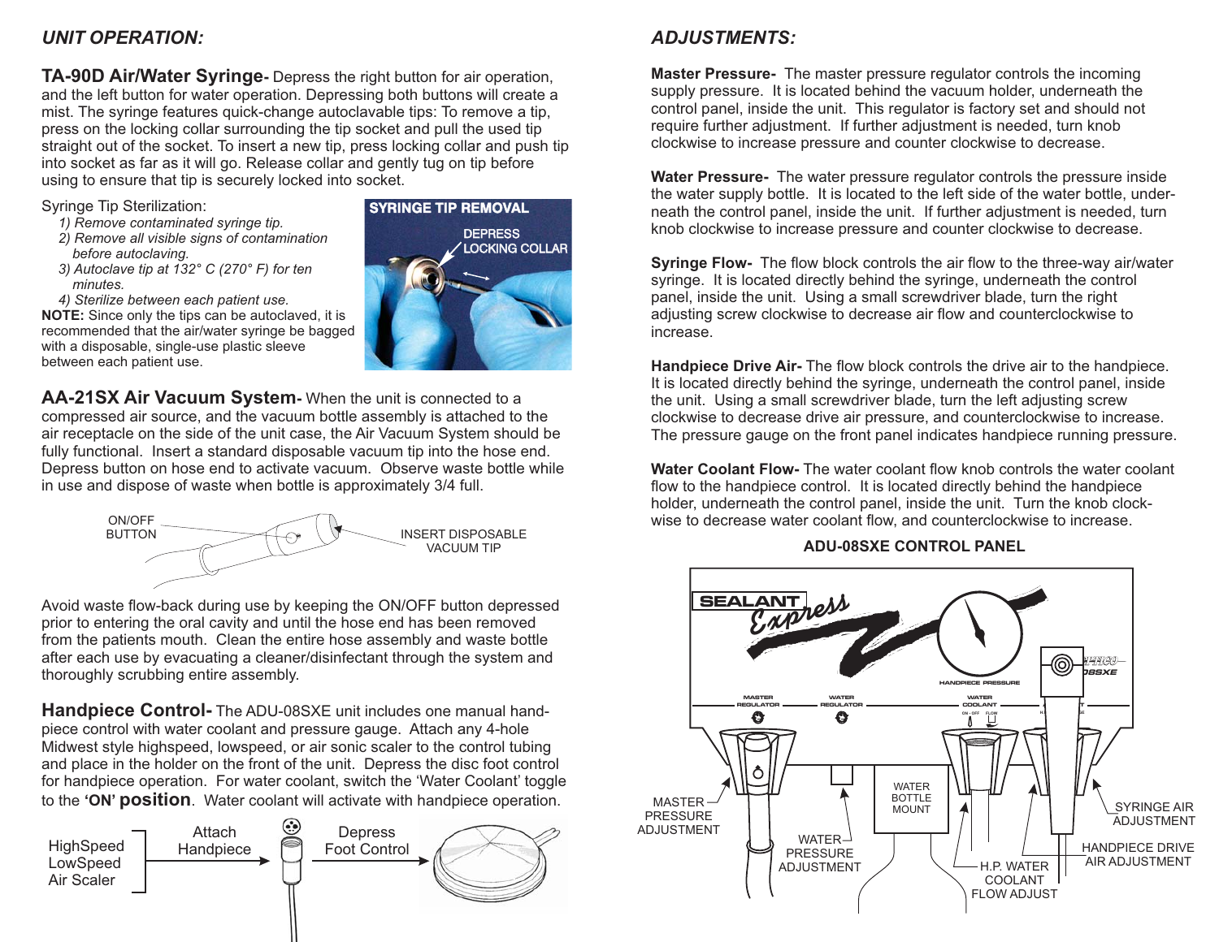## UNIT OPERATION:

**TA-90D Air/Water Syringe-** Depress the right button for air operation, and the left button for water operation. Depressing both buttons will create a mist. The syringe features quick-change autoclavable tips: To remove a tip, press on the locking collar surrounding the tip socket and pull the used tip straight out of the socket. To insert a new tip, press locking collar and push tip into socket as far as it will go. Release collar and gently tug on tip before using to ensure that tip is securely locked into socket.

Syringe Tip Sterilization:

1) *Remove contaminated syringe tip.*
2) *Remove all visible signs of contamination before autoclaving.*
3) *Autoclave tip at 132° C (270° F) for ten minutes.*
4) *Sterilize between each patient use.*

**NOTE:** Since only the tips can be autoclaved, it is recommended that the air/water syringe be bagged with a disposable, single-use plastic sleeve between each patient use.

SYRINGE TIP REMOVAL

DEPRESS LOCKING COLLAR

**AA-21SX Air Vacuum System-** When the unit is connected to a compressed air source, and the vacuum bottle assembly is attached to the air receptacle on the side of the unit case, the Air Vacuum System should be fully functional. Insert a standard disposable vacuum tip into the hose end. Depress button on hose end to activate vacuum. Observe waste bottle while in use and dispose of waste when bottle is approximately 3/4 full.

ON/OFF BUTTON

INSERT DISPOSABLE VACUUM TIP

Avoid waste flow-back during use by keeping the ON/OFF button depressed prior to entering the oral cavity and until the hose end has been removed from the patients mouth. Clean the entire hose assembly and waste bottle after each use by evacuating a cleaner/disinfectant through the system and thoroughly scrubbing entire assembly.

**Handpiece Control-** The ADU-08SXE unit includes one manual handpiece control with water coolant and pressure gauge. Attach any 4-hole Midwest style highspeed, lowspeed, or air sonic scaler to the control tubing and place in the holder on the front of the unit. Depress the disc foot control for handpiece operation. For water coolant, switch the 'Water Coolant' toggle to the **'ON' position**. Water coolant will activate with handpiece operation.

HighSpeed
LowSpeed
Air Scaler

Attach Handpiece

Depress Foot Control

## ADJUSTMENTS:

**Master Pressure-** The master pressure regulator controls the incoming supply pressure. It is located behind the vacuum holder, underneath the control panel, inside the unit. This regulator is factory set and should not require further adjustment. If further adjustment is needed, turn knob clockwise to increase pressure and counter clockwise to decrease.

**Water Pressure-** The water pressure regulator controls the pressure inside the water supply bottle. It is located to the left side of the water bottle, underneath the control panel, inside the unit. If further adjustment is needed, turn knob clockwise to increase pressure and counter clockwise to decrease.

**Syringe Flow-** The flow block controls the air flow to the three-way air/water syringe. It is located directly behind the syringe, underneath the control panel, inside the unit. Using a small screwdriver blade, turn the right adjusting screw clockwise to decrease air flow and counterclockwise to increase.

**Handpiece Drive Air-** The flow block controls the drive air to the handpiece. It is located directly behind the syringe, underneath the control panel, inside the unit. Using a small screwdriver blade, turn the left adjusting screw clockwise to decrease drive air pressure, and counterclockwise to increase. The pressure gauge on the front panel indicates handpiece running pressure.

**Water Coolant Flow-** The water coolant flow knob controls the water coolant flow to the handpiece control. It is located directly behind the handpiece holder, underneath the control panel, inside the unit. Turn the knob clockwise to decrease water coolant flow, and counterclockwise to increase.

**ADU-08SXE CONTROL PANEL**

SEALANT Express

HANDPIECE PRESSURE

MASTER REGULATOR — WATER REGULATOR — WATER COOLANT (ON - OFF, FLOW)

MASTER PRESSURE ADJUSTMENT

WATER PRESSURE ADJUSTMENT

WATER BOTTLE MOUNT

H.P. WATER COOLANT FLOW ADJUST

HANDPIECE DRIVE AIR ADJUSTMENT

SYRINGE AIR ADJUSTMENT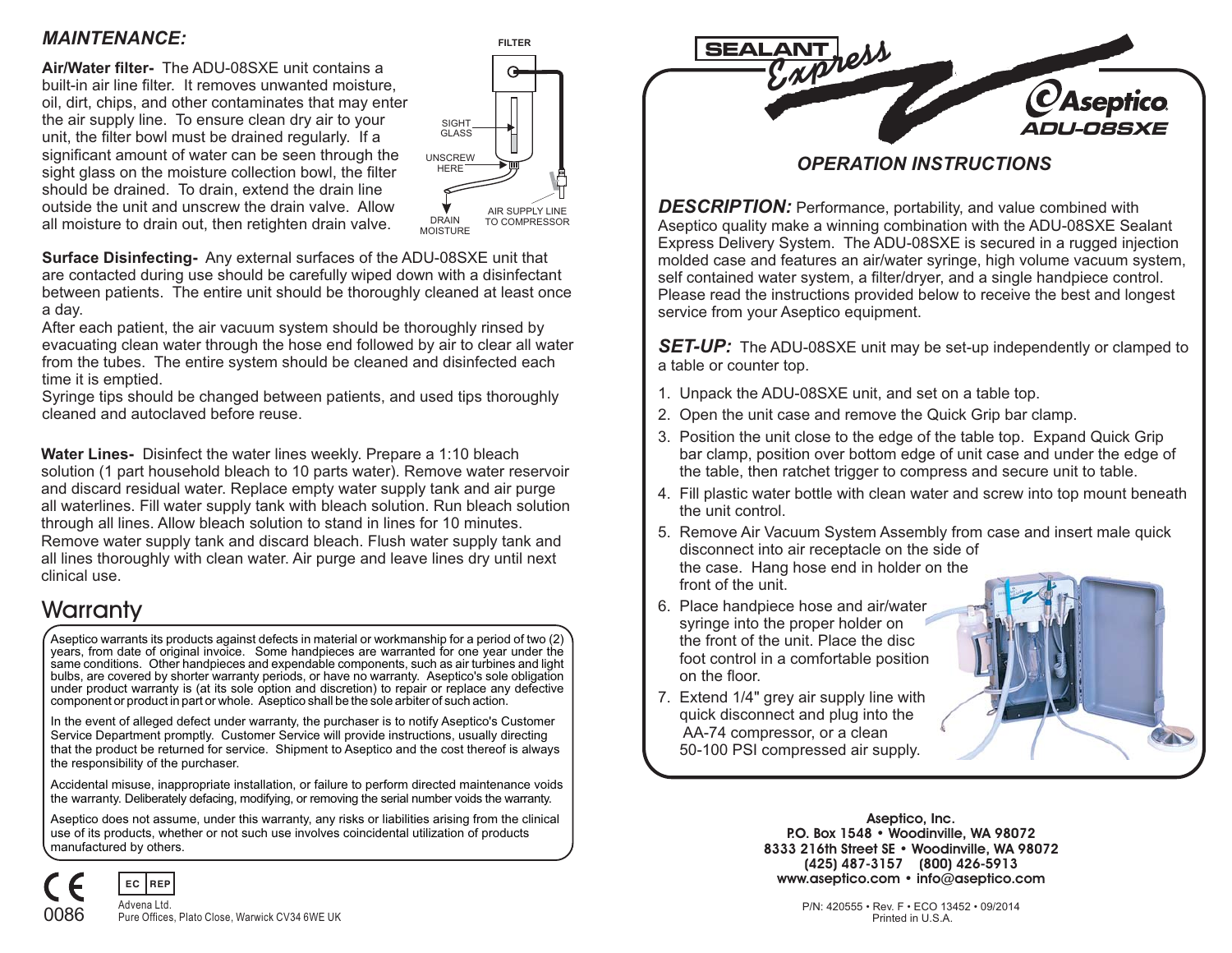## MAINTENANCE:

**Air/Water filter-** The ADU-08SXE unit contains a built-in air line filter. It removes unwanted moisture, oil, dirt, chips, and other contaminates that may enter the air supply line. To ensure clean dry air to your unit, the filter bowl must be drained regularly. If a significant amount of water can be seen through the sight glass on the moisture collection bowl, the filter should be drained. To drain, extend the drain line outside the unit and unscrew the drain valve. Allow all moisture to drain out, then retighten drain valve.

FILTER

SIGHT GLASS

UNSCREW HERE

DRAIN MOISTURE

AIR SUPPLY LINE TO COMPRESSOR

**Surface Disinfecting-** Any external surfaces of the ADU-08SXE unit that are contacted during use should be carefully wiped down with a disinfectant between patients. The entire unit should be thoroughly cleaned at least once a day.

After each patient, the air vacuum system should be thoroughly rinsed by evacuating clean water through the hose end followed by air to clear all water from the tubes. The entire system should be cleaned and disinfected each time it is emptied.

Syringe tips should be changed between patients, and used tips thoroughly cleaned and autoclaved before reuse.

**Water Lines-** Disinfect the water lines weekly. Prepare a 1:10 bleach solution (1 part household bleach to 10 parts water). Remove water reservoir and discard residual water. Replace empty water supply tank and air purge all waterlines. Fill water supply tank with bleach solution. Run bleach solution through all lines. Allow bleach solution to stand in lines for 10 minutes. Remove water supply tank and discard bleach. Flush water supply tank and all lines thoroughly with clean water. Air purge and leave lines dry until next clinical use.

## Warranty

Aseptico warrants its products against defects in material or workmanship for a period of two (2) years, from date of original invoice. Some handpieces are warranted for one year under the same conditions. Other handpieces and expendable components, such as air turbines and light bulbs, are covered by shorter warranty periods, or have no warranty. Aseptico's sole obligation under product warranty is (at its sole option and discretion) to repair or replace any defective component or product in part or whole. Aseptico shall be the sole arbiter of such action.

In the event of alleged defect under warranty, the purchaser is to notify Aseptico's Customer Service Department promptly. Customer Service will provide instructions, usually directing that the product be returned for service. Shipment to Aseptico and the cost thereof is always the responsibility of the purchaser.

Accidental misuse, inappropriate installation, or failure to perform directed maintenance voids the warranty. Deliberately defacing, modifying, or removing the serial number voids the warranty.

Aseptico does not assume, under this warranty, any risks or liabilities arising from the clinical use of its products, whether or not such use involves coincidental utilization of products manufactured by others.

CE 0086

EC REP
Advena Ltd.
Pure Offices, Plato Close, Warwick CV34 6WE UK

# SEALANT Express

Aseptico
ADU-08SXE

## OPERATION INSTRUCTIONS

***DESCRIPTION:*** Performance, portability, and value combined with Aseptico quality make a winning combination with the ADU-08SXE Sealant Express Delivery System. The ADU-08SXE is secured in a rugged injection molded case and features an air/water syringe, high volume vacuum system, self contained water system, a filter/dryer, and a single handpiece control. Please read the instructions provided below to receive the best and longest service from your Aseptico equipment.

***SET-UP:*** The ADU-08SXE unit may be set-up independently or clamped to a table or counter top.

1. Unpack the ADU-08SXE unit, and set on a table top.
2. Open the unit case and remove the Quick Grip bar clamp.
3. Position the unit close to the edge of the table top. Expand Quick Grip bar clamp, position over bottom edge of unit case and under the edge of the table, then ratchet trigger to compress and secure unit to table.
4. Fill plastic water bottle with clean water and screw into top mount beneath the unit control.
5. Remove Air Vacuum System Assembly from case and insert male quick disconnect into air receptacle on the side of the case. Hang hose end in holder on the front of the unit.
6. Place handpiece hose and air/water syringe into the proper holder on the front of the unit. Place the disc foot control in a comfortable position on the floor.
7. Extend 1/4" grey air supply line with quick disconnect and plug into the AA-74 compressor, or a clean 50-100 PSI compressed air supply.

**Aseptico, Inc.**
**P.O. Box 1548 • Woodinville, WA 98072**
**8333 216th Street SE • Woodinville, WA 98072**
**(425) 487-3157 (800) 426-5913**
**www.aseptico.com • info@aseptico.com**

P/N: 420555 • Rev. F • ECO 13452 • 09/2014
Printed in U.S.A.